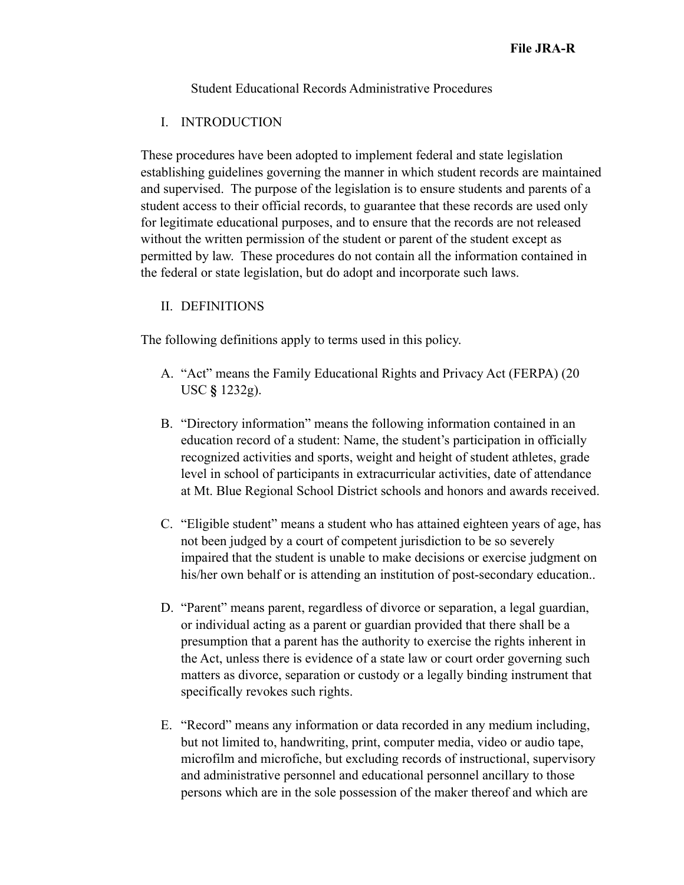**File JRA-R**

# Student Educational Records Administrative Procedures

## I. INTRODUCTION

These procedures have been adopted to implement federal and state legislation establishing guidelines governing the manner in which student records are maintained and supervised. The purpose of the legislation is to ensure students and parents of a student access to their official records, to guarantee that these records are used only for legitimate educational purposes, and to ensure that the records are not released without the written permission of the student or parent of the student except as permitted by law. These procedures do not contain all the information contained in the federal or state legislation, but do adopt and incorporate such laws.

## II. DEFINITIONS

The following definitions apply to terms used in this policy.

A. "Act" means the Family Educational Rights and Privacy Act (FERPA) (20 USC **§** 1232g).

B. "Directory information" means the following information contained in an education record of a student: Name, the student's participation in officially recognized activities and sports, weight and height of student athletes, grade level in school of participants in extracurricular activities, date of attendance at Mt. Blue Regional School District schools and honors and awards received.

C. "Eligible student" means a student who has attained eighteen years of age, has not been judged by a court of competent jurisdiction to be so severely impaired that the student is unable to make decisions or exercise judgment on his/her own behalf or is attending an institution of post-secondary education..

D. "Parent" means parent, regardless of divorce or separation, a legal guardian, or individual acting as a parent or guardian provided that there shall be a presumption that a parent has the authority to exercise the rights inherent in the Act, unless there is evidence of a state law or court order governing such matters as divorce, separation or custody or a legally binding instrument that specifically revokes such rights.

E. "Record" means any information or data recorded in any medium including, but not limited to, handwriting, print, computer media, video or audio tape, microfilm and microfiche, but excluding records of instructional, supervisory and administrative personnel and educational personnel ancillary to those persons which are in the sole possession of the maker thereof and which are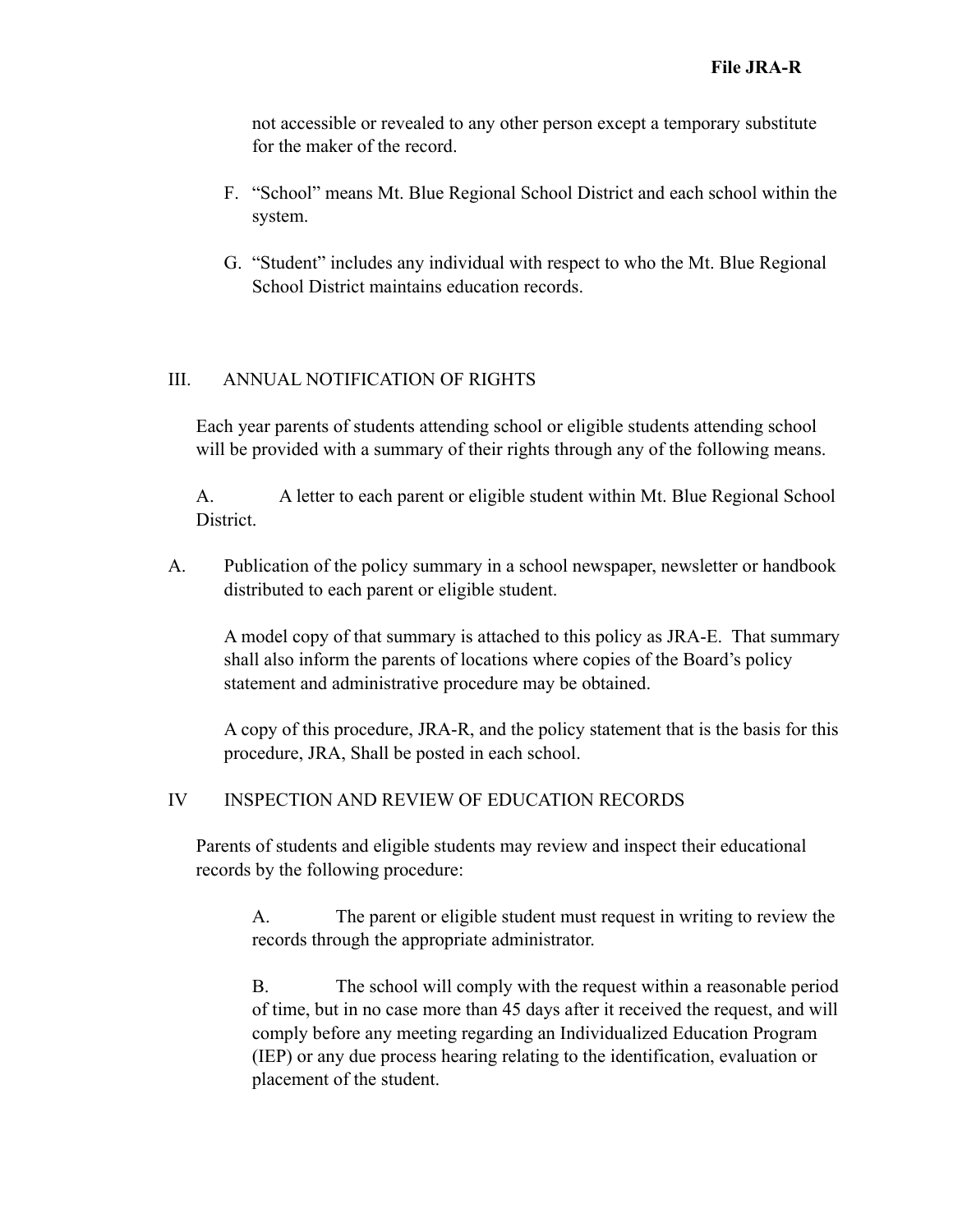not accessible or revealed to any other person except a temporary substitute for the maker of the record.

F. "School" means Mt. Blue Regional School District and each school within the system.

G. "Student" includes any individual with respect to who the Mt. Blue Regional School District maintains education records.

## III. ANNUAL NOTIFICATION OF RIGHTS

Each year parents of students attending school or eligible students attending school will be provided with a summary of their rights through any of the following means.

A. A letter to each parent or eligible student within Mt. Blue Regional School District.

A. Publication of the policy summary in a school newspaper, newsletter or handbook distributed to each parent or eligible student.

A model copy of that summary is attached to this policy as JRA-E. That summary shall also inform the parents of locations where copies of the Board's policy statement and administrative procedure may be obtained.

A copy of this procedure, JRA-R, and the policy statement that is the basis for this procedure, JRA, Shall be posted in each school.

## IV INSPECTION AND REVIEW OF EDUCATION RECORDS

Parents of students and eligible students may review and inspect their educational records by the following procedure:

A. The parent or eligible student must request in writing to review the records through the appropriate administrator.

B. The school will comply with the request within a reasonable period of time, but in no case more than 45 days after it received the request, and will comply before any meeting regarding an Individualized Education Program (IEP) or any due process hearing relating to the identification, evaluation or placement of the student.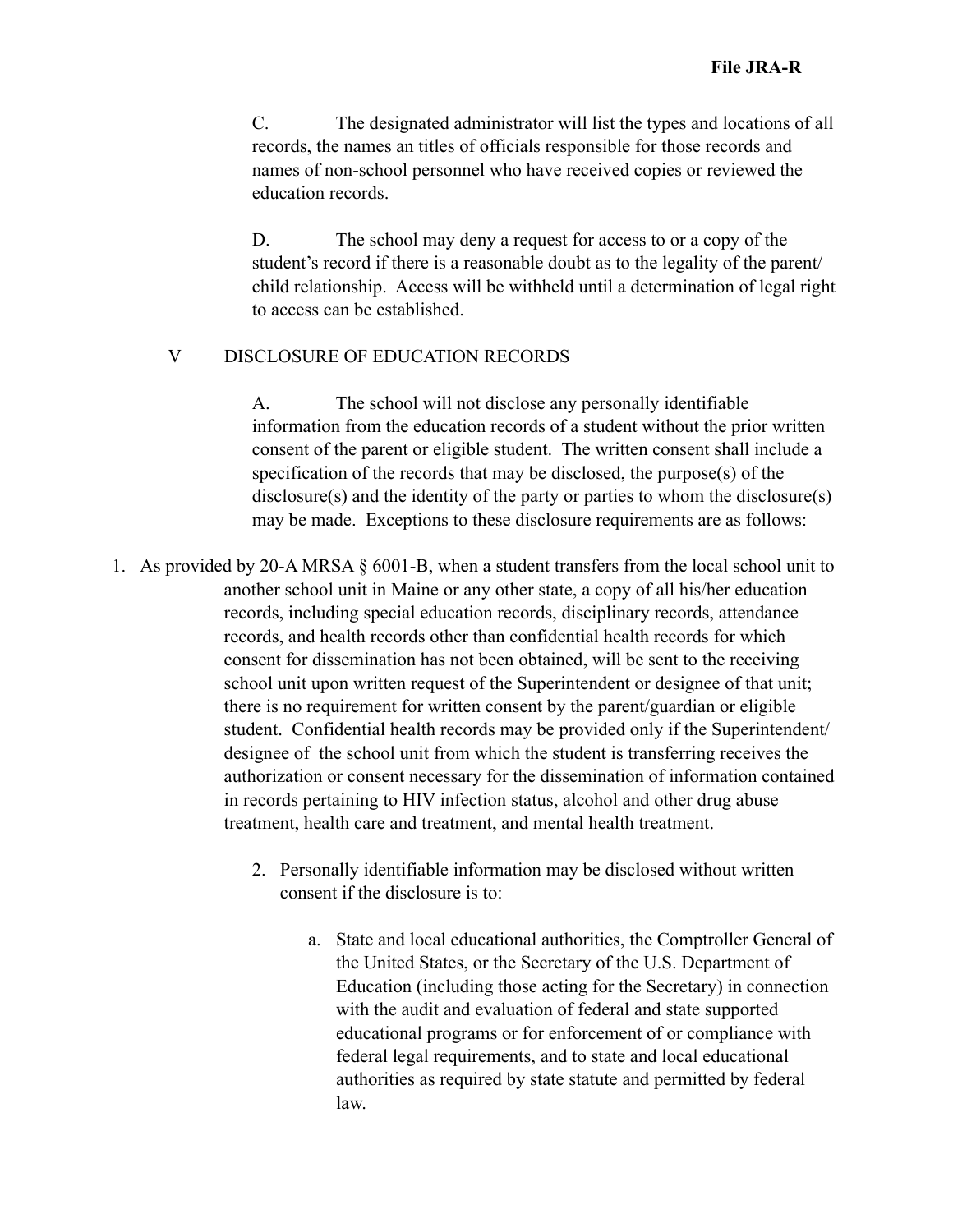C. The designated administrator will list the types and locations of all records, the names an titles of officials responsible for those records and names of non-school personnel who have received copies or reviewed the education records.

D. The school may deny a request for access to or a copy of the student's record if there is a reasonable doubt as to the legality of the parent/child relationship. Access will be withheld until a determination of legal right to access can be established.

V DISCLOSURE OF EDUCATION RECORDS

A. The school will not disclose any personally identifiable information from the education records of a student without the prior written consent of the parent or eligible student. The written consent shall include a specification of the records that may be disclosed, the purpose(s) of the disclosure(s) and the identity of the party or parties to whom the disclosure(s) may be made. Exceptions to these disclosure requirements are as follows:

1. As provided by 20-A MRSA § 6001-B, when a student transfers from the local school unit to another school unit in Maine or any other state, a copy of all his/her education records, including special education records, disciplinary records, attendance records, and health records other than confidential health records for which consent for dissemination has not been obtained, will be sent to the receiving school unit upon written request of the Superintendent or designee of that unit; there is no requirement for written consent by the parent/guardian or eligible student. Confidential health records may be provided only if the Superintendent/designee of the school unit from which the student is transferring receives the authorization or consent necessary for the dissemination of information contained in records pertaining to HIV infection status, alcohol and other drug abuse treatment, health care and treatment, and mental health treatment.

2. Personally identifiable information may be disclosed without written consent if the disclosure is to:

    a. State and local educational authorities, the Comptroller General of the United States, or the Secretary of the U.S. Department of Education (including those acting for the Secretary) in connection with the audit and evaluation of federal and state supported educational programs or for enforcement of or compliance with federal legal requirements, and to state and local educational authorities as required by state statute and permitted by federal law.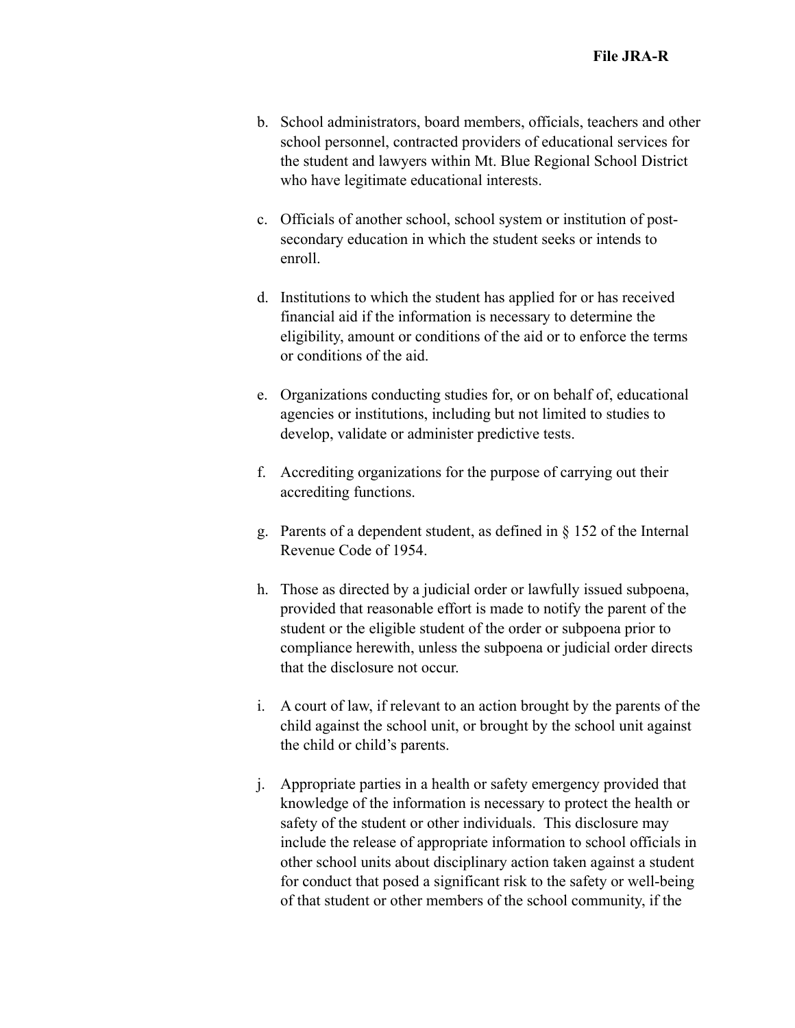b. School administrators, board members, officials, teachers and other school personnel, contracted providers of educational services for the student and lawyers within Mt. Blue Regional School District who have legitimate educational interests.

c. Officials of another school, school system or institution of post-secondary education in which the student seeks or intends to enroll.

d. Institutions to which the student has applied for or has received financial aid if the information is necessary to determine the eligibility, amount or conditions of the aid or to enforce the terms or conditions of the aid.

e. Organizations conducting studies for, or on behalf of, educational agencies or institutions, including but not limited to studies to develop, validate or administer predictive tests.

f. Accrediting organizations for the purpose of carrying out their accrediting functions.

g. Parents of a dependent student, as defined in § 152 of the Internal Revenue Code of 1954.

h. Those as directed by a judicial order or lawfully issued subpoena, provided that reasonable effort is made to notify the parent of the student or the eligible student of the order or subpoena prior to compliance herewith, unless the subpoena or judicial order directs that the disclosure not occur.

i. A court of law, if relevant to an action brought by the parents of the child against the school unit, or brought by the school unit against the child or child's parents.

j. Appropriate parties in a health or safety emergency provided that knowledge of the information is necessary to protect the health or safety of the student or other individuals. This disclosure may include the release of appropriate information to school officials in other school units about disciplinary action taken against a student for conduct that posed a significant risk to the safety or well-being of that student or other members of the school community, if the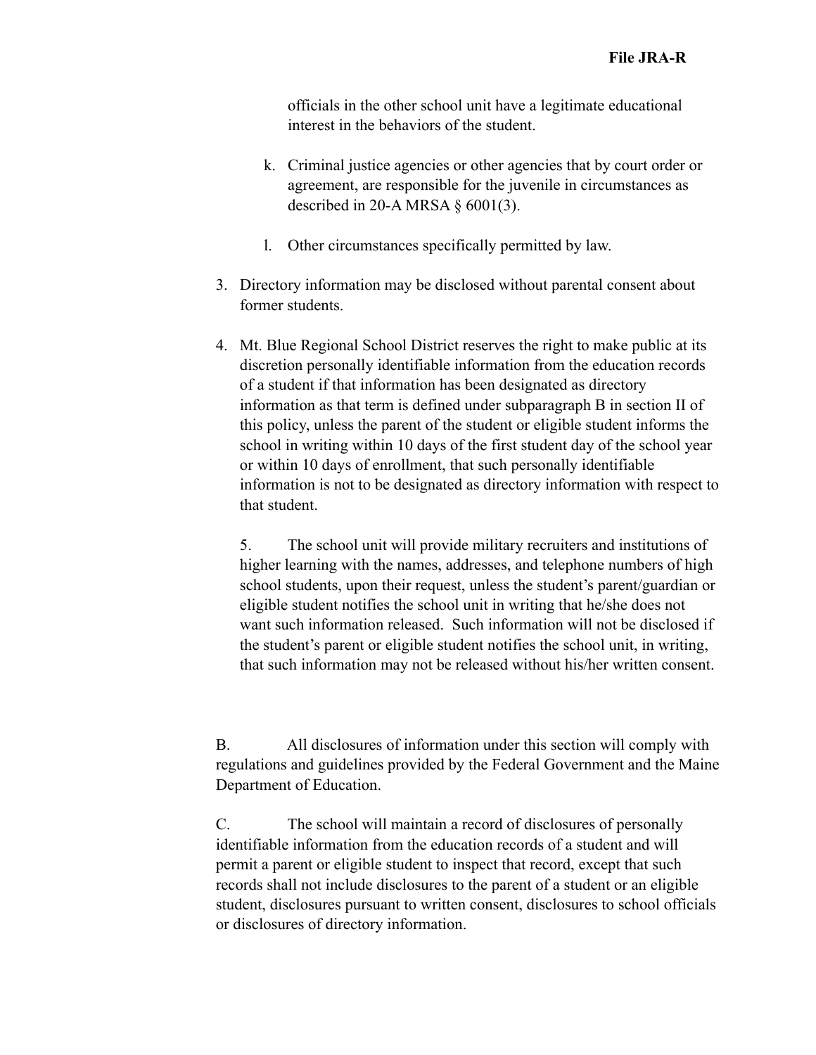officials in the other school unit have a legitimate educational interest in the behaviors of the student.

k. Criminal justice agencies or other agencies that by court order or agreement, are responsible for the juvenile in circumstances as described in 20-A MRSA § 6001(3).

l. Other circumstances specifically permitted by law.

3. Directory information may be disclosed without parental consent about former students.

4. Mt. Blue Regional School District reserves the right to make public at its discretion personally identifiable information from the education records of a student if that information has been designated as directory information as that term is defined under subparagraph B in section II of this policy, unless the parent of the student or eligible student informs the school in writing within 10 days of the first student day of the school year or within 10 days of enrollment, that such personally identifiable information is not to be designated as directory information with respect to that student.

5. The school unit will provide military recruiters and institutions of higher learning with the names, addresses, and telephone numbers of high school students, upon their request, unless the student's parent/guardian or eligible student notifies the school unit in writing that he/she does not want such information released. Such information will not be disclosed if the student's parent or eligible student notifies the school unit, in writing, that such information may not be released without his/her written consent.

B. All disclosures of information under this section will comply with regulations and guidelines provided by the Federal Government and the Maine Department of Education.

C. The school will maintain a record of disclosures of personally identifiable information from the education records of a student and will permit a parent or eligible student to inspect that record, except that such records shall not include disclosures to the parent of a student or an eligible student, disclosures pursuant to written consent, disclosures to school officials or disclosures of directory information.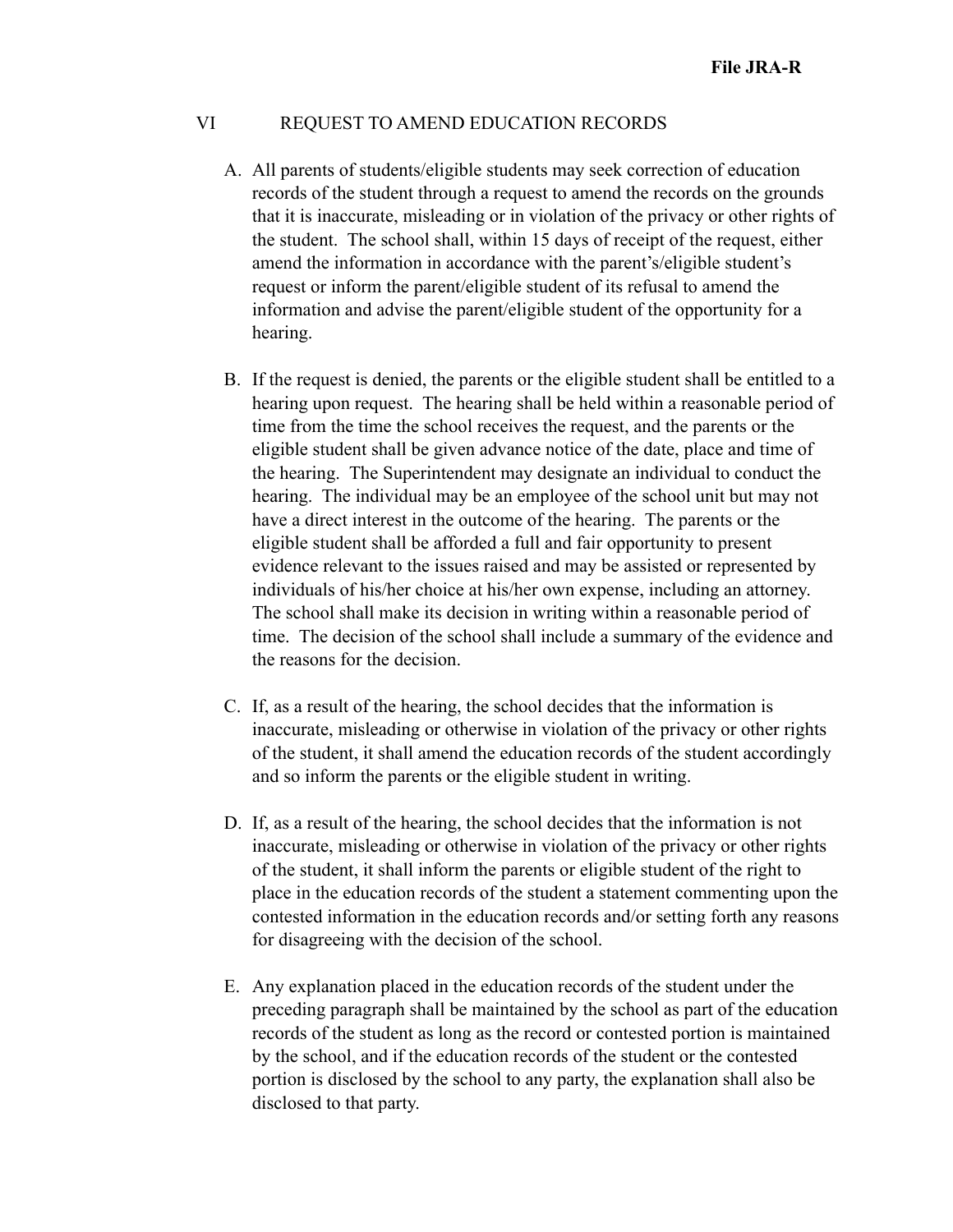## VI REQUEST TO AMEND EDUCATION RECORDS

A. All parents of students/eligible students may seek correction of education records of the student through a request to amend the records on the grounds that it is inaccurate, misleading or in violation of the privacy or other rights of the student. The school shall, within 15 days of receipt of the request, either amend the information in accordance with the parent's/eligible student's request or inform the parent/eligible student of its refusal to amend the information and advise the parent/eligible student of the opportunity for a hearing.

B. If the request is denied, the parents or the eligible student shall be entitled to a hearing upon request. The hearing shall be held within a reasonable period of time from the time the school receives the request, and the parents or the eligible student shall be given advance notice of the date, place and time of the hearing. The Superintendent may designate an individual to conduct the hearing. The individual may be an employee of the school unit but may not have a direct interest in the outcome of the hearing. The parents or the eligible student shall be afforded a full and fair opportunity to present evidence relevant to the issues raised and may be assisted or represented by individuals of his/her choice at his/her own expense, including an attorney. The school shall make its decision in writing within a reasonable period of time. The decision of the school shall include a summary of the evidence and the reasons for the decision.

C. If, as a result of the hearing, the school decides that the information is inaccurate, misleading or otherwise in violation of the privacy or other rights of the student, it shall amend the education records of the student accordingly and so inform the parents or the eligible student in writing.

D. If, as a result of the hearing, the school decides that the information is not inaccurate, misleading or otherwise in violation of the privacy or other rights of the student, it shall inform the parents or eligible student of the right to place in the education records of the student a statement commenting upon the contested information in the education records and/or setting forth any reasons for disagreeing with the decision of the school.

E. Any explanation placed in the education records of the student under the preceding paragraph shall be maintained by the school as part of the education records of the student as long as the record or contested portion is maintained by the school, and if the education records of the student or the contested portion is disclosed by the school to any party, the explanation shall also be disclosed to that party.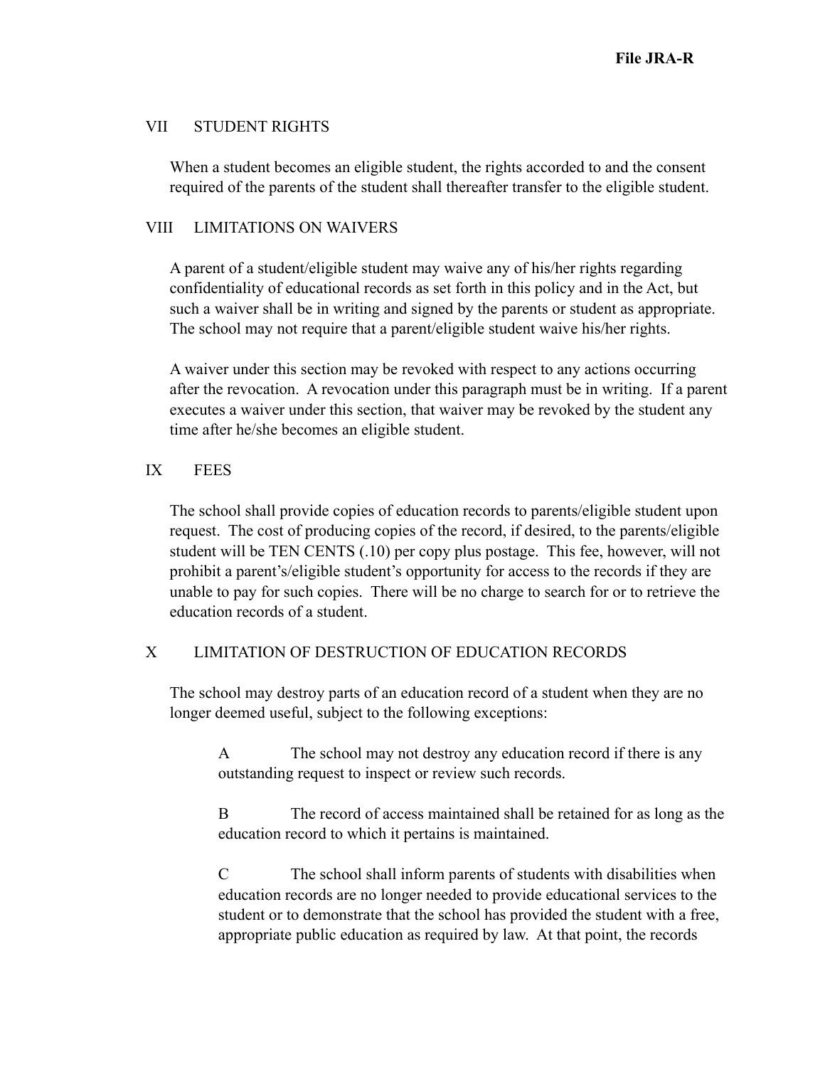## VII STUDENT RIGHTS

When a student becomes an eligible student, the rights accorded to and the consent required of the parents of the student shall thereafter transfer to the eligible student.

## VIII LIMITATIONS ON WAIVERS

A parent of a student/eligible student may waive any of his/her rights regarding confidentiality of educational records as set forth in this policy and in the Act, but such a waiver shall be in writing and signed by the parents or student as appropriate. The school may not require that a parent/eligible student waive his/her rights.

A waiver under this section may be revoked with respect to any actions occurring after the revocation. A revocation under this paragraph must be in writing. If a parent executes a waiver under this section, that waiver may be revoked by the student any time after he/she becomes an eligible student.

## IX FEES

The school shall provide copies of education records to parents/eligible student upon request. The cost of producing copies of the record, if desired, to the parents/eligible student will be TEN CENTS (.10) per copy plus postage. This fee, however, will not prohibit a parent's/eligible student's opportunity for access to the records if they are unable to pay for such copies. There will be no charge to search for or to retrieve the education records of a student.

## X LIMITATION OF DESTRUCTION OF EDUCATION RECORDS

The school may destroy parts of an education record of a student when they are no longer deemed useful, subject to the following exceptions:

A The school may not destroy any education record if there is any outstanding request to inspect or review such records.

B The record of access maintained shall be retained for as long as the education record to which it pertains is maintained.

C The school shall inform parents of students with disabilities when education records are no longer needed to provide educational services to the student or to demonstrate that the school has provided the student with a free, appropriate public education as required by law. At that point, the records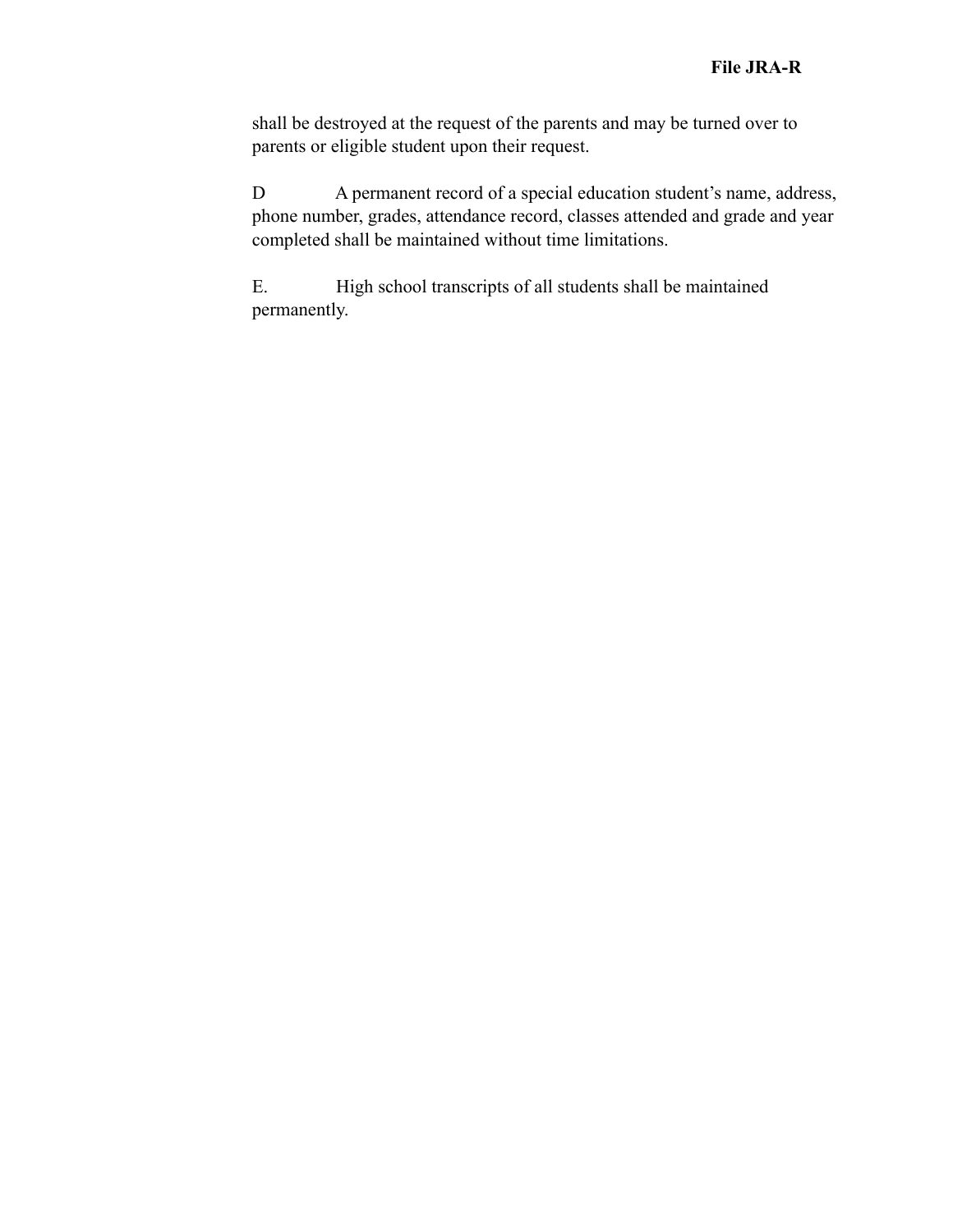shall be destroyed at the request of the parents and may be turned over to parents or eligible student upon their request.

D A permanent record of a special education student's name, address, phone number, grades, attendance record, classes attended and grade and year completed shall be maintained without time limitations.

E. High school transcripts of all students shall be maintained permanently.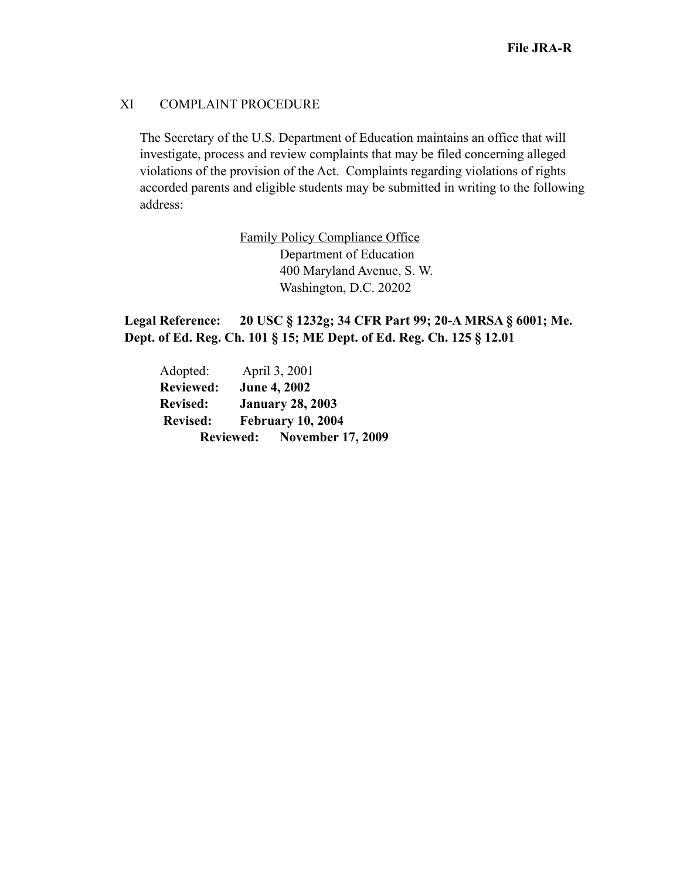**File JRA-R**

## XI COMPLAINT PROCEDURE

The Secretary of the U.S. Department of Education maintains an office that will investigate, process and review complaints that may be filed concerning alleged violations of the provision of the Act. Complaints regarding violations of rights accorded parents and eligible students may be submitted in writing to the following address:

Family Policy Compliance Office
Department of Education
400 Maryland Avenue, S. W.
Washington, D.C. 20202

**Legal Reference: 20 USC § 1232g; 34 CFR Part 99; 20-A MRSA § 6001; Me. Dept. of Ed. Reg. Ch. 101 § 15; ME Dept. of Ed. Reg. Ch. 125 § 12.01**

Adopted: April 3, 2001
**Reviewed: June 4, 2002**
**Revised: January 28, 2003**
**Revised: February 10, 2004**
**Reviewed: November 17, 2009**